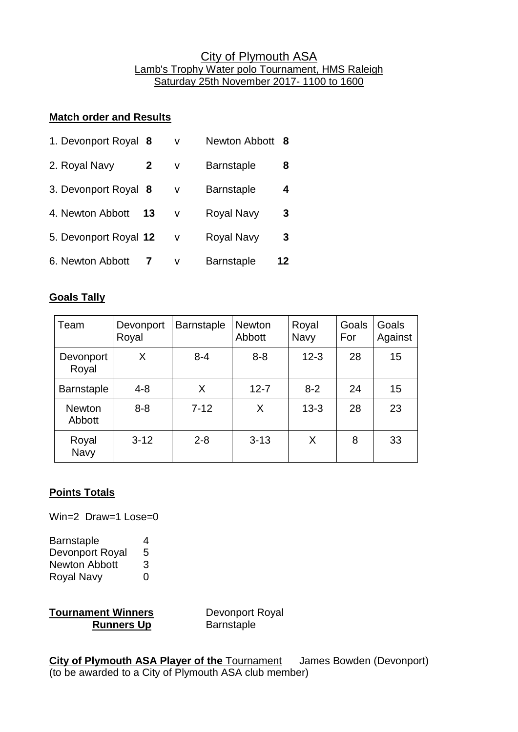City of Plymouth ASA
Lamb's Trophy Water polo Tournament, HMS Raleigh
Saturday 25th November 2017- 1100 to 1600

**Match order and Results**

1. Devonport Royal **8** v Newton Abbott **8**
2. Royal Navy **2** v Barnstaple **8**
3. Devonport Royal **8** v Barnstaple **4**
4. Newton Abbott **13** v Royal Navy **3**
5. Devonport Royal **12** v Royal Navy **3**
6. Newton Abbott **7** v Barnstaple **12**

**Goals Tally**

| Team | Devonport Royal | Barnstaple | Newton Abbott | Royal Navy | Goals For | Goals Against |
|---|---|---|---|---|---|---|
| Devonport Royal | X | 8-4 | 8-8 | 12-3 | 28 | 15 |
| Barnstaple | 4-8 | X | 12-7 | 8-2 | 24 | 15 |
| Newton Abbott | 8-8 | 7-12 | X | 13-3 | 28 | 23 |
| Royal Navy | 3-12 | 2-8 | 3-13 | X | 8 | 33 |

**Points Totals**

Win=2 Draw=1 Lose=0

Barnstaple 4
Devonport Royal 5
Newton Abbott 3
Royal Navy 0

**Tournament Winners** Devonport Royal
**Runners Up** Barnstaple

**City of Plymouth ASA Player of the** Tournament James Bowden (Devonport)
(to be awarded to a City of Plymouth ASA club member)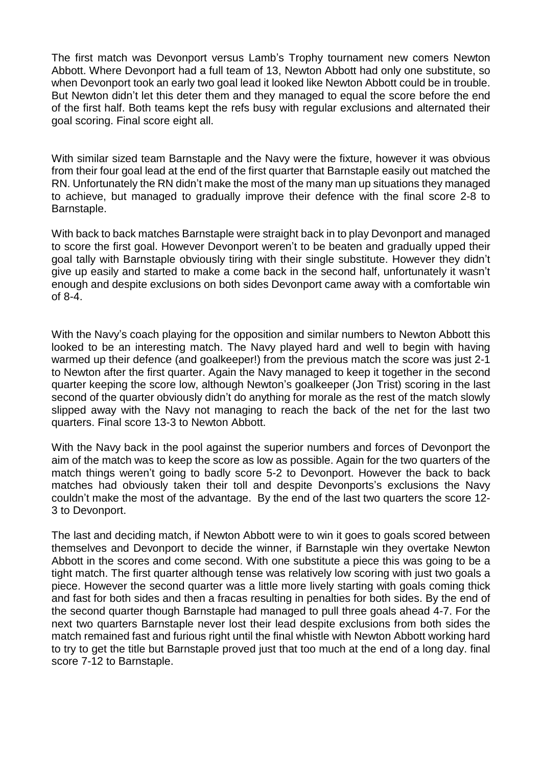The first match was Devonport versus Lamb's Trophy tournament new comers Newton Abbott. Where Devonport had a full team of 13, Newton Abbott had only one substitute, so when Devonport took an early two goal lead it looked like Newton Abbott could be in trouble. But Newton didn't let this deter them and they managed to equal the score before the end of the first half. Both teams kept the refs busy with regular exclusions and alternated their goal scoring. Final score eight all.

With similar sized team Barnstaple and the Navy were the fixture, however it was obvious from their four goal lead at the end of the first quarter that Barnstaple easily out matched the RN. Unfortunately the RN didn't make the most of the many man up situations they managed to achieve, but managed to gradually improve their defence with the final score 2-8 to Barnstaple.

With back to back matches Barnstaple were straight back in to play Devonport and managed to score the first goal. However Devonport weren't to be beaten and gradually upped their goal tally with Barnstaple obviously tiring with their single substitute. However they didn't give up easily and started to make a come back in the second half, unfortunately it wasn't enough and despite exclusions on both sides Devonport came away with a comfortable win of 8-4.

With the Navy's coach playing for the opposition and similar numbers to Newton Abbott this looked to be an interesting match. The Navy played hard and well to begin with having warmed up their defence (and goalkeeper!) from the previous match the score was just 2-1 to Newton after the first quarter. Again the Navy managed to keep it together in the second quarter keeping the score low, although Newton's goalkeeper (Jon Trist) scoring in the last second of the quarter obviously didn't do anything for morale as the rest of the match slowly slipped away with the Navy not managing to reach the back of the net for the last two quarters. Final score 13-3 to Newton Abbott.

With the Navy back in the pool against the superior numbers and forces of Devonport the aim of the match was to keep the score as low as possible. Again for the two quarters of the match things weren't going to badly score 5-2 to Devonport. However the back to back matches had obviously taken their toll and despite Devonports's exclusions the Navy couldn't make the most of the advantage. By the end of the last two quarters the score 12-3 to Devonport.

The last and deciding match, if Newton Abbott were to win it goes to goals scored between themselves and Devonport to decide the winner, if Barnstaple win they overtake Newton Abbott in the scores and come second. With one substitute a piece this was going to be a tight match. The first quarter although tense was relatively low scoring with just two goals a piece. However the second quarter was a little more lively starting with goals coming thick and fast for both sides and then a fracas resulting in penalties for both sides. By the end of the second quarter though Barnstaple had managed to pull three goals ahead 4-7. For the next two quarters Barnstaple never lost their lead despite exclusions from both sides the match remained fast and furious right until the final whistle with Newton Abbott working hard to try to get the title but Barnstaple proved just that too much at the end of a long day. final score 7-12 to Barnstaple.